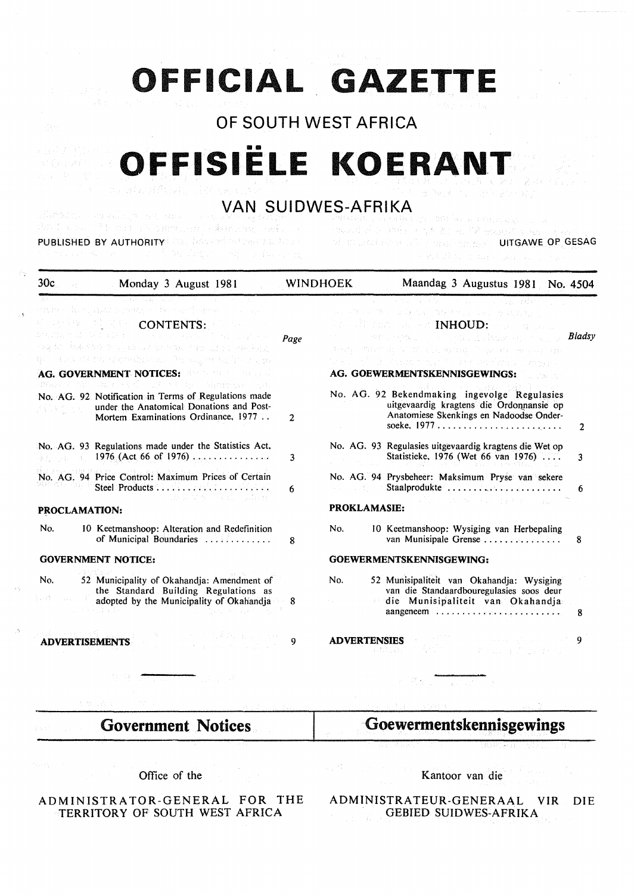# OFFICIAL GAZETTE

## OF SOUTH WEST AFRICA

# OFFISIËLE KOERANT

## VAN SUIDWES-AFRIKA

PUBLISHED BY AUTHORITY — UITGAWE OP GESAG

30c — Monday 3 August 1981 — WINDHOEK — Maandag 3 Augustus 1981 — No. 4504

### CONTENTS:

| | Page |
|---|---|
| **AG. GOVERNMENT NOTICES:** | |
| No. AG. 92 Notification in Terms of Regulations made under the Anatomical Donations and Post-Mortem Examinations Ordinance, 1977 | 2 |
| No. AG. 93 Regulations made under the Statistics Act, 1976 (Act 66 of 1976) | 3 |
| No. AG. 94 Price Control: Maximum Prices of Certain Steel Products | 6 |
| **PROCLAMATION:** | |
| No. 10 Keetmanshoop: Alteration and Redefinition of Municipal Boundaries | 8 |
| **GOVERNMENT NOTICE:** | |
| No. 52 Municipality of Okahandja: Amendment of the Standard Building Regulations as adopted by the Municipality of Okahandja | 8 |
| **ADVERTISEMENTS** | 9 |

### INHOUD:

| | Bladsy |
|---|---|
| **AG. GOEWERMENTSKENNISGEWINGS:** | |
| No. AG. 92 Bekendmaking ingevolge Regulasies uitgevaardig kragtens die Ordonnansie op Anatomiese Skenkings en Nadoodse Ondersoeke, 1977 | 2 |
| No. AG. 93 Regulasies uitgevaardig kragtens die Wet op Statistieke, 1976 (Wet 66 van 1976) | 3 |
| No. AG. 94 Prysbeheer: Maksimum Pryse van sekere Staalprodukte | 6 |
| **PROKLAMASIE:** | |
| No. 10 Keetmanshoop: Wysiging van Herbepaling van Munisipale Grense | 8 |
| **GOEWERMENTSKENNISGEWING:** | |
| No. 52 Munisipaliteit van Okahandja: Wysiging van die Standaardbouregulasies soos deur die Munisipaliteit van Okahandja aangeneem | 8 |
| **ADVERTENSIES** | 9 |

## Government Notices

Office of the

ADMINISTRATOR-GENERAL FOR THE TERRITORY OF SOUTH WEST AFRICA

## Goewermentskennisgewings

Kantoor van die

ADMINISTRATEUR-GENERAAL VIR DIE GEBIED SUIDWES-AFRIKA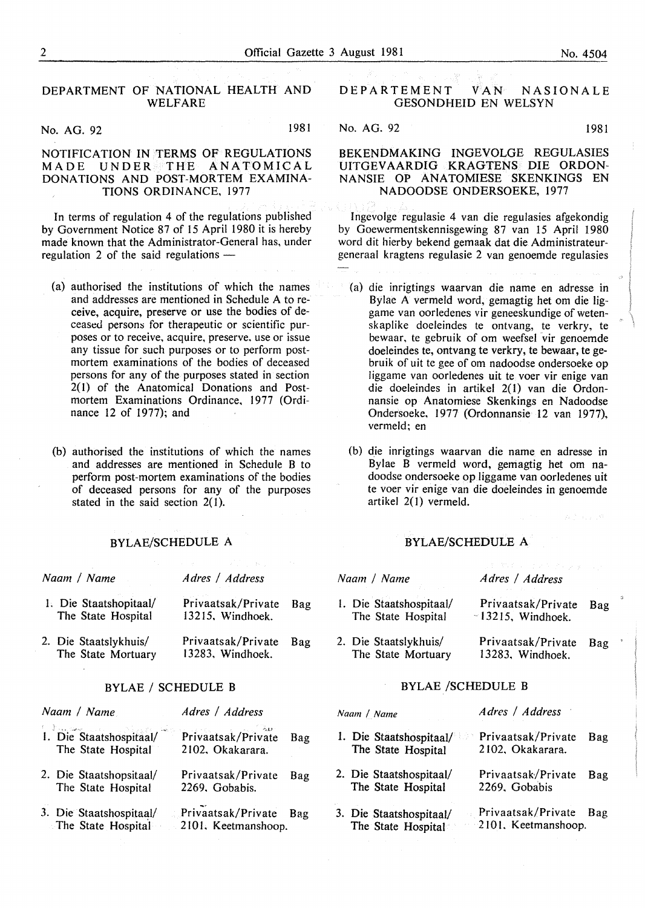## DEPARTMENT OF NATIONAL HEALTH AND WELFARE

No. AG. 92 1981

### NOTIFICATION IN TERMS OF REGULATIONS MADE UNDER THE ANATOMICAL DONATIONS AND POST-MORTEM EXAMINATIONS ORDINANCE, 1977

In terms of regulation 4 of the regulations published by Government Notice 87 of 15 April 1980 it is hereby made known that the Administrator-General has, under regulation 2 of the said regulations —

(a) authorised the institutions of which the names and addresses are mentioned in Schedule A to receive, acquire, preserve or use the bodies of deceased persons for therapeutic or scientific purposes or to receive, acquire, preserve, use or issue any tissue for such purposes or to perform post-mortem examinations of the bodies of deceased persons for any of the purposes stated in section 2(1) of the Anatomical Donations and Post-mortem Examinations Ordinance, 1977 (Ordinance 12 of 1977); and

(b) authorised the institutions of which the names and addresses are mentioned in Schedule B to perform post-mortem examinations of the bodies of deceased persons for any of the purposes stated in the said section 2(1).

### BYLAE/SCHEDULE A

| *Naam / Name* | *Adres / Address* |
|---|---|
| 1. Die Staatshopitaal/ The State Hospital | Privaatsak/Private Bag 13215, Windhoek. |
| 2. Die Staatslykhuis/ The State Mortuary | Privaatsak/Private Bag 13283, Windhoek. |

### BYLAE / SCHEDULE B

| *Naam / Name* | *Adres / Address* |
|---|---|
| 1. Die Staatshospitaal/ The State Hospital | Privaatsak/Private Bag 2102, Okakarara. |
| 2. Die Staatshopsitaal/ The State Hospital | Privaatsak/Private Bag 2269, Gobabis. |
| 3. Die Staatshospitaal/ The State Hospital | Privaatsak/Private Bag 2101, Keetmanshoop. |

## DEPARTEMENT VAN NASIONALE GESONDHEID EN WELSYN

No. AG. 92 1981

### BEKENDMAKING INGEVOLGE REGULASIES UITGEVAARDIG KRAGTENS DIE ORDONNANSIE OP ANATOMIESE SKENKINGS EN NADOODSE ONDERSOEKE, 1977

Ingevolge regulasie 4 van die regulasies afgekondig by Goewermentskennisgewing 87 van 15 April 1980 word dit hierby bekend gemaak dat die Administrateur-generaal kragtens regulasie 2 van genoemde regulasies —

(a) die inrigtings waarvan die name en adresse in Bylae A vermeld word, gemagtig het om die liggame van oorledenes vir geneeskundige of wetenskaplike doeleindes te ontvang, te verkry, te bewaar, te gebruik of om weefsel vir genoemde doeleindes te, ontvang te verkry, te bewaar, te gebruik of uit te gee of om nadoodse ondersoeke op liggame van oorledenes uit te voer vir enige van die doeleindes in artikel 2(1) van die Ordonnansie op Anatomiese Skenkings en Nadoodse Ondersoeke, 1977 (Ordonnansie 12 van 1977), vermeld; en

(b) die inrigtings waarvan die name en adresse in Bylae B vermeld word, gemagtig het om nadoodse ondersoeke op liggame van oorledenes uit te voer vir enige van die doeleindes in genoemde artikel 2(1) vermeld.

### BYLAE/SCHEDULE A

| *Naam / Name* | *Adres / Address* |
|---|---|
| 1. Die Staatshospitaal/ The State Hospital | Privaatsak/Private Bag 13215, Windhoek. |
| 2. Die Staatslykhuis/ The State Mortuary | Privaatsak/Private Bag 13283, Windhoek. |

### BYLAE /SCHEDULE B

| *Naam / Name* | *Adres / Address* |
|---|---|
| 1. Die Staatshospitaal/ The State Hospital | Privaatsak/Private Bag 2102, Okakarara. |
| 2. Die Staatshospitaal/ The State Hospital | Privaatsak/Private Bag 2269, Gobabis |
| 3. Die Staatshospitaal/ The State Hospital | Privaatsak/Private Bag 2101, Keetmanshoop. |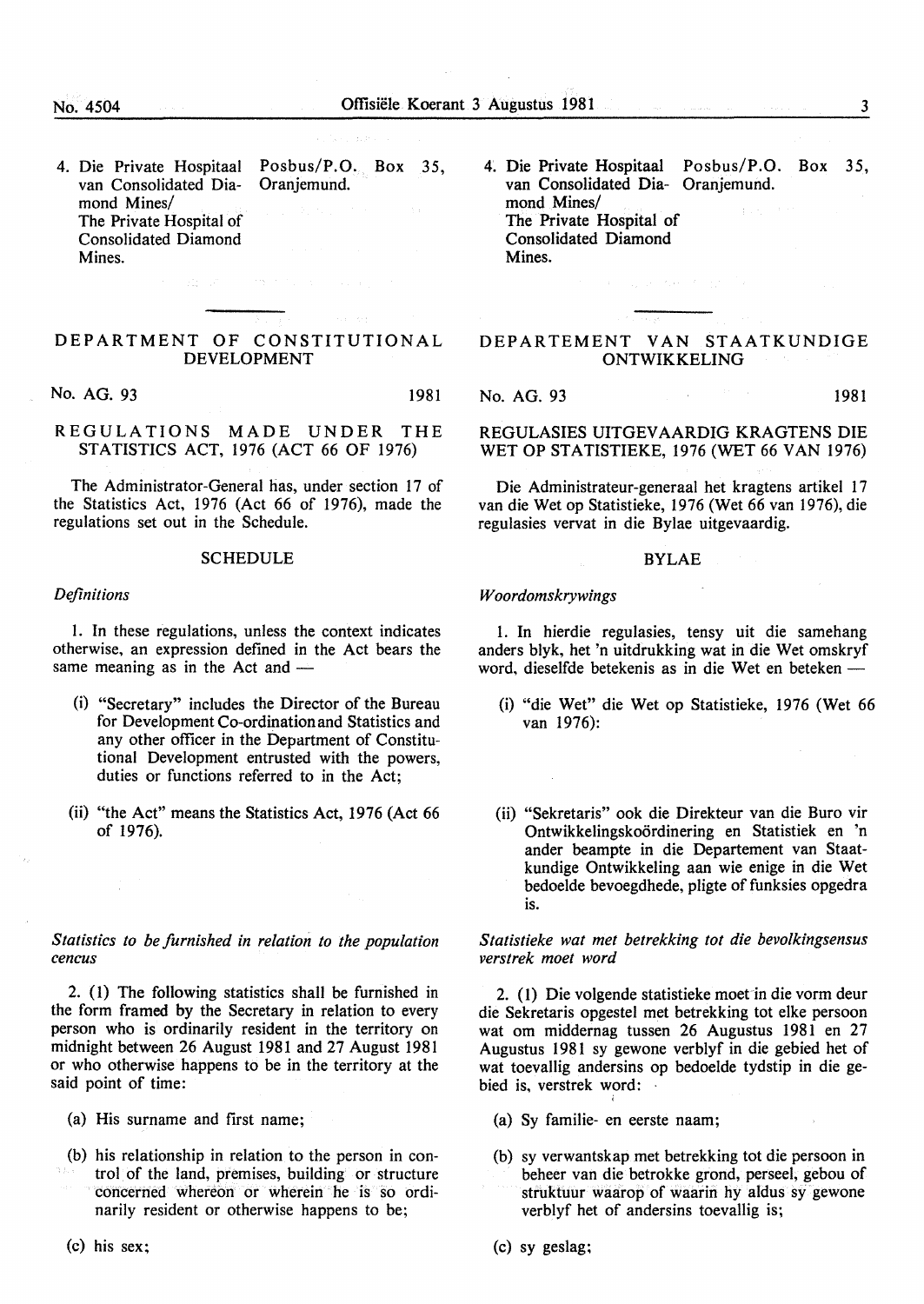4. Die Private Hospitaal van Consolidated Diamond Mines/ The Private Hospital of Consolidated Diamond Mines. — Posbus/P.O. Box 35, Oranjemund.

## DEPARTMENT OF CONSTITUTIONAL DEVELOPMENT

No. AG. 93 1981

### REGULATIONS MADE UNDER THE STATISTICS ACT, 1976 (ACT 66 OF 1976)

The Administrator-General has, under section 17 of the Statistics Act, 1976 (Act 66 of 1976), made the regulations set out in the Schedule.

#### SCHEDULE

*Definitions*

1. In these regulations, unless the context indicates otherwise, an expression defined in the Act bears the same meaning as in the Act and —

(i) "Secretary" includes the Director of the Bureau for Development Co-ordination and Statistics and any other officer in the Department of Constitutional Development entrusted with the powers, duties or functions referred to in the Act;

(ii) "the Act" means the Statistics Act, 1976 (Act 66 of 1976).

*Statistics to be furnished in relation to the population cencus*

2. (1) The following statistics shall be furnished in the form framed by the Secretary in relation to every person who is ordinarily resident in the territory on midnight between 26 August 1981 and 27 August 1981 or who otherwise happens to be in the territory at the said point of time:

(a) His surname and first name;

(b) his relationship in relation to the person in control of the land, premises, building or structure concerned whereon or wherein he is so ordinarily resident or otherwise happens to be;

(c) his sex;

4. Die Private Hospitaal van Consolidated Diamond Mines/ The Private Hospital of Consolidated Diamond Mines. — Posbus/P.O. Box 35, Oranjemund.

## DEPARTEMENT VAN STAATKUNDIGE ONTWIKKELING

No. AG. 93 1981

### REGULASIES UITGEVAARDIG KRAGTENS DIE WET OP STATISTIEKE, 1976 (WET 66 VAN 1976)

Die Administrateur-generaal het kragtens artikel 17 van die Wet op Statistieke, 1976 (Wet 66 van 1976), die regulasies vervat in die Bylae uitgevaardig.

#### BYLAE

*Woordomskrywings*

1. In hierdie regulasies, tensy uit die samehang anders blyk, het 'n uitdrukking wat in die Wet omskryf word, dieselfde betekenis as in die Wet en beteken —

(i) "die Wet" die Wet op Statistieke, 1976 (Wet 66 van 1976):

(ii) "Sekretaris" ook die Direkteur van die Buro vir Ontwikkelingskoördinering en Statistiek en 'n ander beampte in die Departement van Staatkundige Ontwikkeling aan wie enige in die Wet bedoelde bevoegdhede, pligte of funksies opgedra is.

*Statistieke wat met betrekking tot die bevolkingsensus verstrek moet word*

2. (1) Die volgende statistieke moet in die vorm deur die Sekretaris opgestel met betrekking tot elke persoon wat om middernag tussen 26 Augustus 1981 en 27 Augustus 1981 sy gewone verblyf in die gebied het of wat toevallig andersins op bedoelde tydstip in die gebied is, verstrek word:

(a) Sy familie- en eerste naam;

(b) sy verwantskap met betrekking tot die persoon in beheer van die betrokke grond, perseel, gebou of struktuur waarop of waarin hy aldus sy gewone verblyf het of andersins toevallig is;

(c) sy geslag;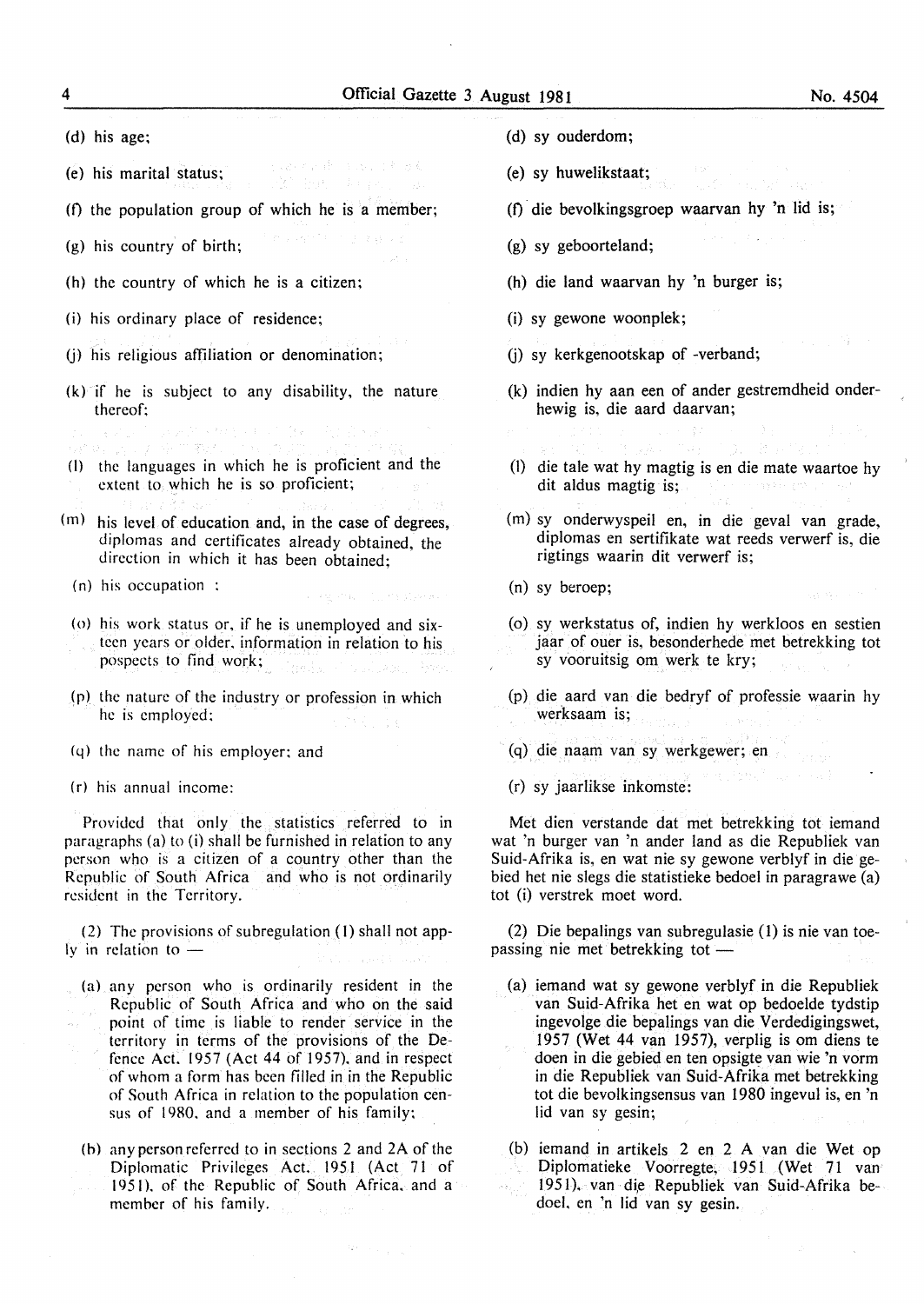(d) his age;

(e) his marital status;

(f) the population group of which he is a member;

(g) his country of birth;

(h) the country of which he is a citizen;

(i) his ordinary place of residence;

(j) his religious affiliation or denomination;

(k) if he is subject to any disability, the nature thereof;

(l) the languages in which he is proficient and the extent to which he is so proficient;

(m) his level of education and, in the case of degrees, diplomas and certificates already obtained, the direction in which it has been obtained;

(n) his occupation :

(o) his work status or, if he is unemployed and sixteen years or older, information in relation to his pospects to find work;

(p) the nature of the industry or profession in which he is employed;

(q) the name of his employer; and

(r) his annual income:

Provided that only the statistics referred to in paragraphs (a) to (i) shall be furnished in relation to any person who is a citizen of a country other than the Republic of South Africa and who is not ordinarily resident in the Territory.

(2) The provisions of subregulation (1) shall not apply in relation to —

(a) any person who is ordinarily resident in the Republic of South Africa and who on the said point of time is liable to render service in the territory in terms of the provisions of the Defence Act, 1957 (Act 44 of 1957), and in respect of whom a form has been filled in in the Republic of South Africa in relation to the population census of 1980, and a member of his family;

(b) any person referred to in sections 2 and 2A of the Diplomatic Privileges Act, 1951 (Act 71 of 1951), of the Republic of South Africa, and a member of his family.

(d) sy ouderdom;

(e) sy huwelikstaat;

(f) die bevolkingsgroep waarvan hy 'n lid is;

(g) sy geboorteland;

(h) die land waarvan hy 'n burger is;

(i) sy gewone woonplek;

(j) sy kerkgenootskap of -verband;

(k) indien hy aan een of ander gestremdheid onderhewig is, die aard daarvan;

(l) die tale wat hy magtig is en die mate waartoe hy dit aldus magtig is;

(m) sy onderwyspeil en, in die geval van grade, diplomas en sertifikate wat reeds verwerf is, die rigtings waarin dit verwerf is;

(n) sy beroep;

(o) sy werkstatus of, indien hy werkloos en sestien jaar of ouer is, besonderhede met betrekking tot sy vooruitsig om werk te kry;

(p) die aard van die bedryf of professie waarin hy werksaam is;

(q) die naam van sy werkgewer; en

(r) sy jaarlikse inkomste:

Met dien verstande dat met betrekking tot iemand wat 'n burger van 'n ander land as die Republiek van Suid-Afrika is, en wat nie sy gewone verblyf in die gebied het nie slegs die statistieke bedoel in paragrawe (a) tot (i) verstrek moet word.

(2) Die bepalings van subregulasie (1) is nie van toepassing nie met betrekking tot —

(a) iemand wat sy gewone verblyf in die Republiek van Suid-Afrika het en wat op bedoelde tydstip ingevolge die bepalings van die Verdedigingswet, 1957 (Wet 44 van 1957), verplig is om diens te doen in die gebied en ten opsigte van wie 'n vorm in die Republiek van Suid-Afrika met betrekking tot die bevolkingsensus van 1980 ingevul is, en 'n lid van sy gesin;

(b) iemand in artikels 2 en 2 A van die Wet op Diplomatieke Voorregte, 1951 (Wet 71 van 1951), van die Republiek van Suid-Afrika bedoel, en 'n lid van sy gesin.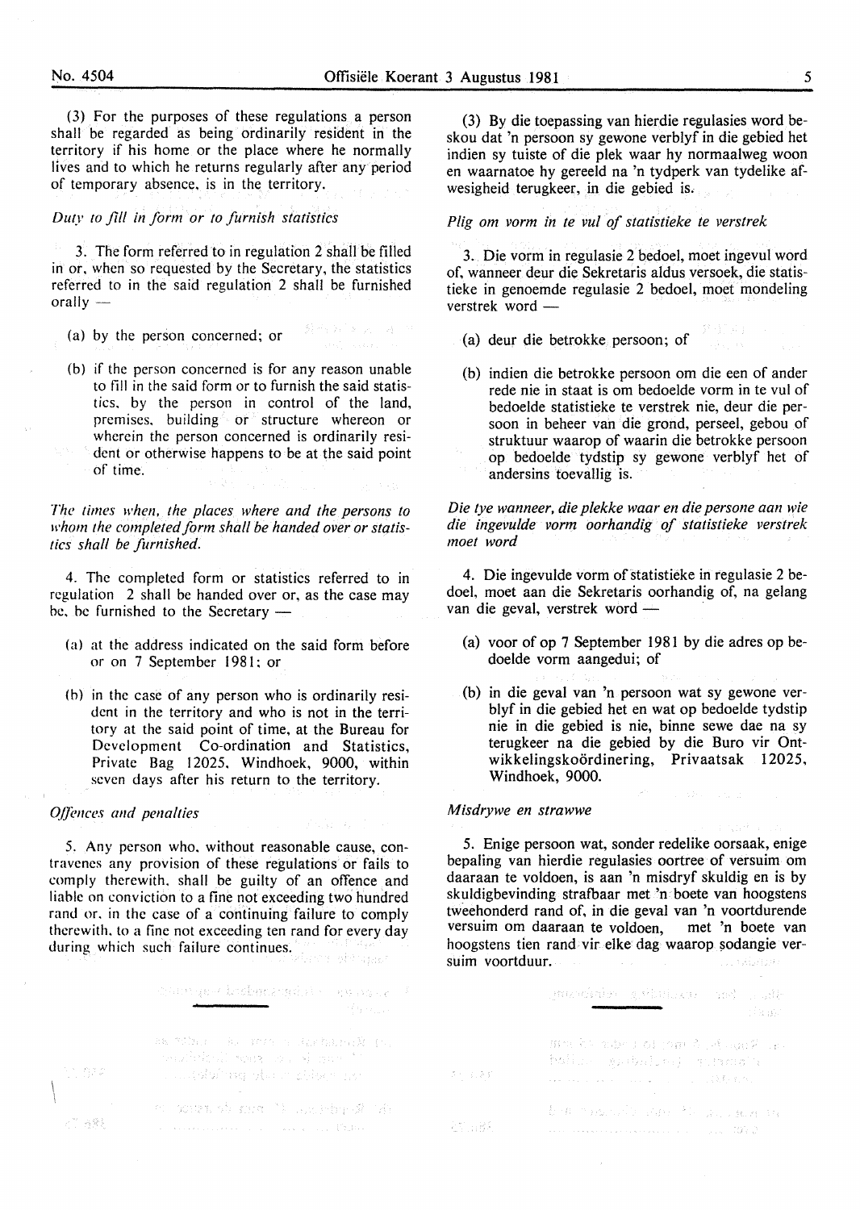(3) For the purposes of these regulations a person shall be regarded as being ordinarily resident in the territory if his home or the place where he normally lives and to which he returns regularly after any period of temporary absence, is in the territory.

*Duty to fill in form or to furnish statistics*

3. The form referred to in regulation 2 shall be filled in or, when so requested by the Secretary, the statistics referred to in the said regulation 2 shall be furnished orally —

(a) by the person concerned; or

(b) if the person concerned is for any reason unable to fill in the said form or to furnish the said statistics, by the person in control of the land, premises, building or structure whereon or wherein the person concerned is ordinarily resident or otherwise happens to be at the said point of time.

*The times when, the places where and the persons to whom the completed form shall be handed over or statistics shall be furnished.*

4. The completed form or statistics referred to in regulation 2 shall be handed over or, as the case may be, be furnished to the Secretary —

(a) at the address indicated on the said form before or on 7 September 1981; or

(b) in the case of any person who is ordinarily resident in the territory and who is not in the territory at the said point of time, at the Bureau for Development Co-ordination and Statistics, Private Bag 12025, Windhoek, 9000, within seven days after his return to the territory.

*Offences and penalties*

5. Any person who, without reasonable cause, contravenes any provision of these regulations or fails to comply therewith, shall be guilty of an offence and liable on conviction to a fine not exceeding two hundred rand or, in the case of a continuing failure to comply therewith, to a fine not exceeding ten rand for every day during which such failure continues.

---

(3) By die toepassing van hierdie regulasies word beskou dat 'n persoon sy gewone verblyf in die gebied het indien sy tuiste of die plek waar hy normaalweg woon en waarnatoe hy gereeld na 'n tydperk van tydelike afwesigheid terugkeer, in die gebied is.

*Plig om vorm in te vul of statistieke te verstrek*

3. Die vorm in regulasie 2 bedoel, moet ingevul word of, wanneer deur die Sekretaris aldus versoek, die statistieke in genoemde regulasie 2 bedoel, moet mondeling verstrek word —

(a) deur die betrokke persoon; of

(b) indien die betrokke persoon om die een of ander rede nie in staat is om bedoelde vorm in te vul of bedoelde statistieke te verstrek nie, deur die persoon in beheer van die grond, perseel, gebou of struktuur waarop of waarin die betrokke persoon op bedoelde tydstip sy gewone verblyf het of andersins toevallig is.

*Die tye wanneer, die plekke waar en die persone aan wie die ingevulde vorm oorhandig of statistieke verstrek moet word*

4. Die ingevulde vorm of statistieke in regulasie 2 bedoel, moet aan die Sekretaris oorhandig of, na gelang van die geval, verstrek word —

(a) voor of op 7 September 1981 by die adres op bedoelde vorm aangedui; of

(b) in die geval van 'n persoon wat sy gewone verblyf in die gebied het en wat op bedoelde tydstip nie in die gebied is nie, binne sewe dae na sy terugkeer na die gebied by die Buro vir Ontwikkelingskoördinering, Privaatsak 12025, Windhoek, 9000.

*Misdrywe en strawwe*

5. Enige persoon wat, sonder redelike oorsaak, enige bepaling van hierdie regulasies oortree of versuim om daaraan te voldoen, is aan 'n misdryf skuldig en is by skuldigbevinding strafbaar met 'n boete van hoogstens tweehonderd rand of, in die geval van 'n voortdurende versuim om daaraan te voldoen, met 'n boete van hoogstens tien rand vir elke dag waarop sodangie versuim voortduur.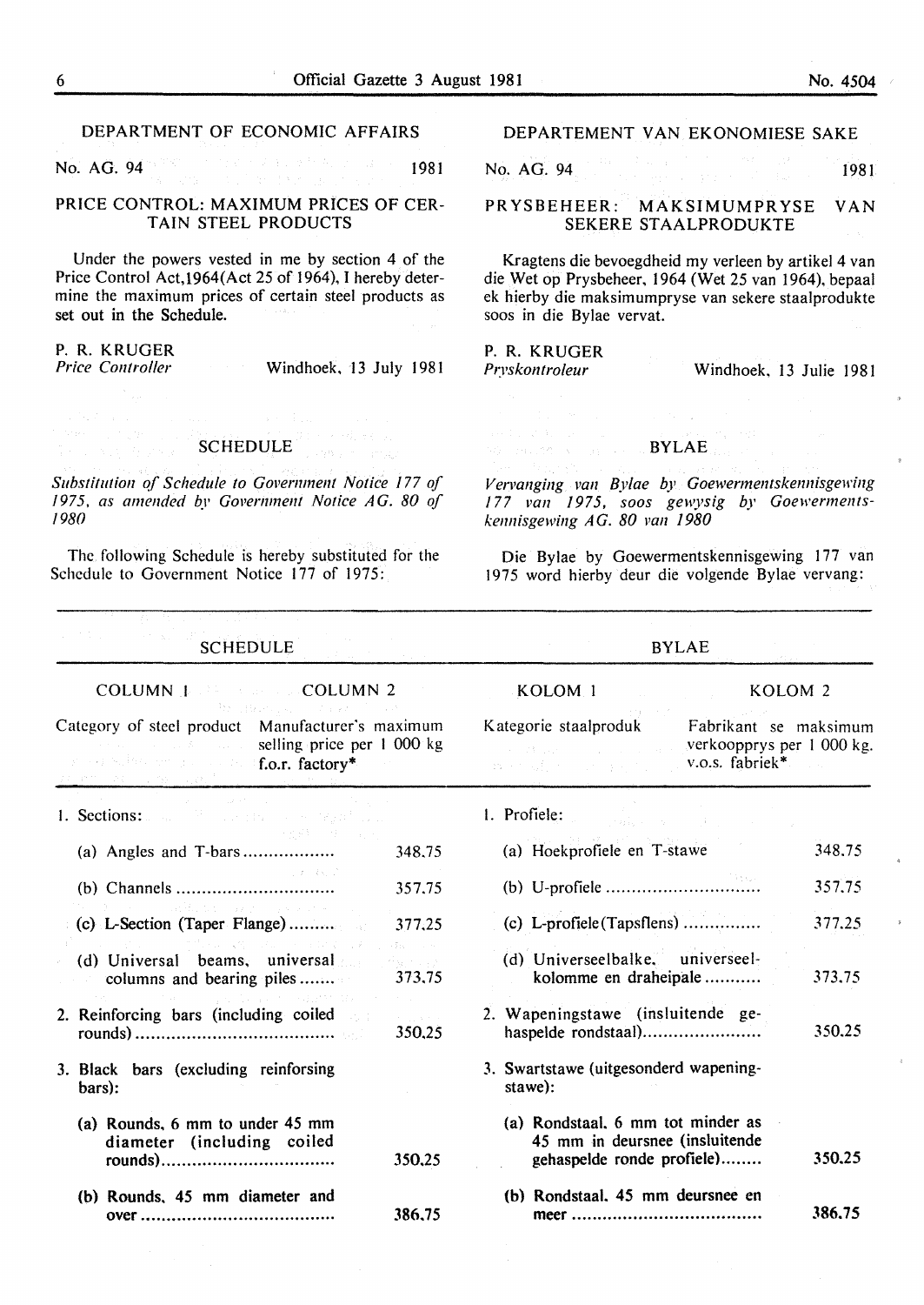## DEPARTMENT OF ECONOMIC AFFAIRS

No. AG. 94 1981

### PRICE CONTROL: MAXIMUM PRICES OF CERTAIN STEEL PRODUCTS

Under the powers vested in me by section 4 of the Price Control Act,1964(Act 25 of 1964), I hereby determine the maximum prices of certain steel products as set out in the Schedule.

P. R. KRUGER
*Price Controller* Windhoek, 13 July 1981

### SCHEDULE

*Substitution of Schedule to Government Notice 177 of 1975, as amended by Government Notice AG. 80 of 1980*

The following Schedule is hereby substituted for the Schedule to Government Notice 177 of 1975:

## DEPARTEMENT VAN EKONOMIESE SAKE

No. AG. 94 1981

### PRYSBEHEER: MAKSIMUMPRYSE VAN SEKERE STAALPRODUKTE

Kragtens die bevoegdheid my verleen by artikel 4 van die Wet op Prysbeheer, 1964 (Wet 25 van 1964), bepaal ek hierby die maksimumpryse van sekere staalprodukte soos in die Bylae vervat.

P. R. KRUGER
*Pryskontroleur* Windhoek, 13 Julie 1981

### BYLAE

*Vervanging van Bylae by Goewermentskennisgewing 177 van 1975, soos gewysig by Goewermentskennisgewing AG. 80 van 1980*

Die Bylae by Goewermentskennisgewing 177 van 1975 word hierby deur die volgende Bylae vervang:

### SCHEDULE

| COLUMN 1<br>Category of steel product | COLUMN 2<br>Manufacturer's maximum selling price per 1 000 kg f.o.r. factory* |
|---|---|
| 1. Sections: | |
| (a) Angles and T-bars | 348.75 |
| (b) Channels | 357.75 |
| (c) L-Section (Taper Flange) | 377.25 |
| (d) Universal beams, universal columns and bearing piles | 373.75 |
| 2. Reinforcing bars (including coiled rounds) | 350.25 |
| 3. Black bars (excluding reinforsing bars): | |
| (a) Rounds, 6 mm to under 45 mm diameter (including coiled rounds) | 350.25 |
| (b) Rounds, 45 mm diameter and over | 386.75 |

### BYLAE

| KOLOM 1<br>Kategorie staalproduk | KOLOM 2<br>Fabrikant se maksimum verkoopprys per 1 000 kg. v.o.s. fabriek* |
|---|---|
| 1. Profiele: | |
| (a) Hoekprofiele en T-stawe | 348.75 |
| (b) U-profiele | 357.75 |
| (c) L-profiele(Tapsflens) | 377.25 |
| (d) Universeelbalke, universeelkolomme en draheipale | 373.75 |
| 2. Wapeningstawe (insluitende gehaspelde rondstaal) | 350.25 |
| 3. Swartstawe (uitgesonderd wapeningstawe): | |
| (a) Rondstaal, 6 mm tot minder as 45 mm in deursnee (insluitende gehaspelde ronde profiele) | 350.25 |
| (b) Rondstaal, 45 mm deursnee en meer | 386.75 |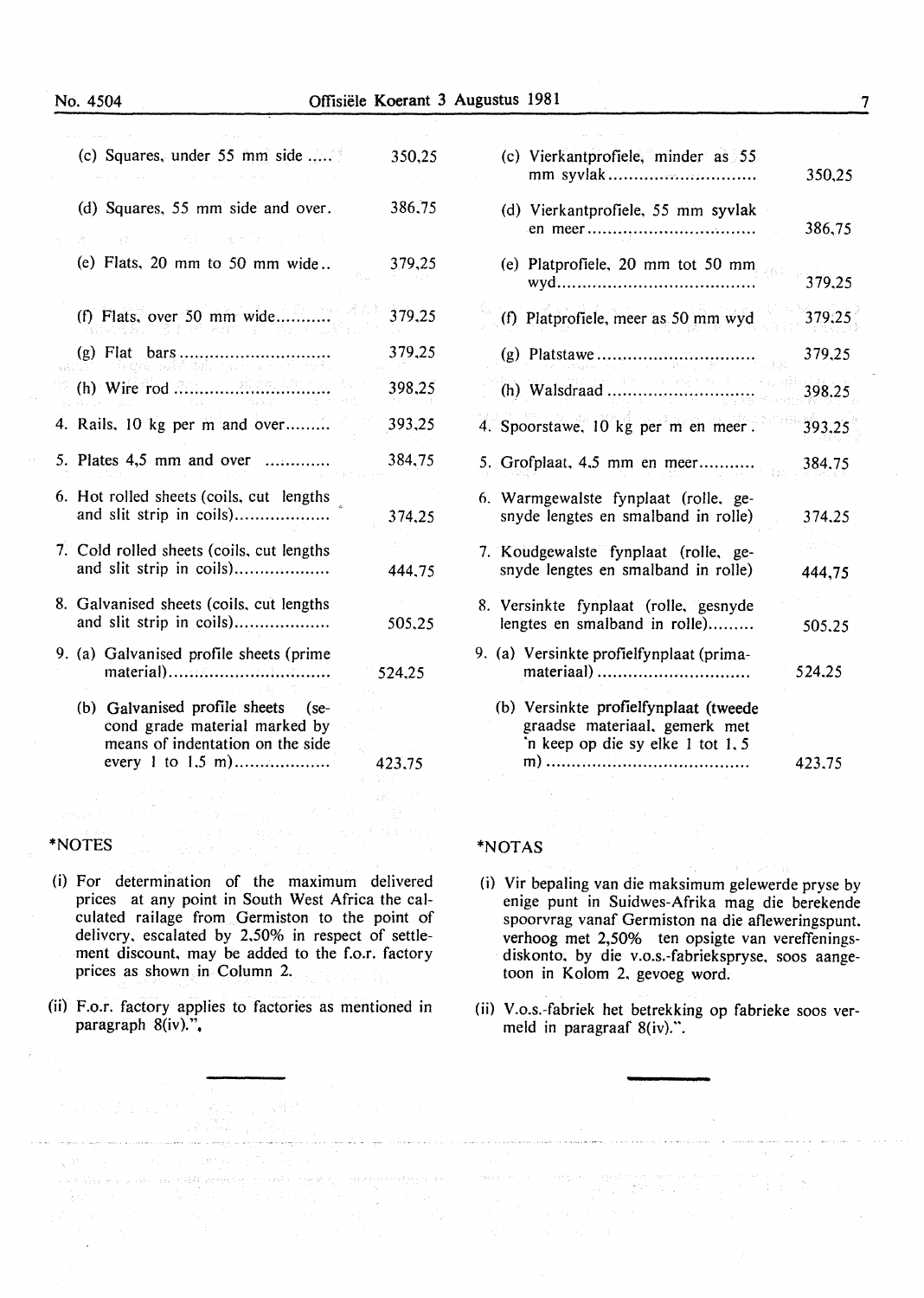| | |
|---|---|
| (c) Squares, under 55 mm side ..... | 350,25 |
| (d) Squares, 55 mm side and over. | 386,75 |
| (e) Flats, 20 mm to 50 mm wide.. | 379,25 |
| (f) Flats, over 50 mm wide........... | 379,25 |
| (g) Flat bars............................. | 379,25 |
| (h) Wire rod ............................. | 398,25 |
| 4. Rails, 10 kg per m and over......... | 393,25 |
| 5. Plates 4,5 mm and over ............ | 384,75 |
| 6. Hot rolled sheets (coils, cut lengths and slit strip in coils).................. | 374,25 |
| 7. Cold rolled sheets (coils, cut lengths and slit strip in coils).................. | 444,75 |
| 8. Galvanised sheets (coils, cut lengths and slit strip in coils).................. | 505,25 |
| 9. (a) Galvanised profile sheets (prime material)............................... | 524,25 |
| (b) Galvanised profile sheets (second grade material marked by means of indentation on the side every 1 to 1,5 m).................. | 423,75 |

*NOTES

(i) For determination of the maximum delivered prices at any point in South West Africa the calculated railage from Germiston to the point of delivery, escalated by 2,50% in respect of settlement discount, may be added to the f.o.r. factory prices as shown in Column 2.

(ii) F.o.r. factory applies to factories as mentioned in paragraph 8(iv).",

| | |
|---|---|
| (c) Vierkantprofiele, minder as 55 mm syvlak............................ | 350,25 |
| (d) Vierkantprofiele, 55 mm syvlak en meer................................ | 386,75 |
| (e) Platprofiele, 20 mm tot 50 mm wyd...................................... | 379,25 |
| (f) Platprofiele, meer as 50 mm wyd | 379,25 |
| (g) Platstawe.............................. | 379,25 |
| (h) Walsdraad ............................ | 398,25 |
| 4. Spoorstawe, 10 kg per m en meer. | 393,25 |
| 5. Grofplaat, 4,5 mm en meer.......... | 384,75 |
| 6. Warmgewalste fynplaat (rolle, gesnyde lengtes en smalband in rolle) | 374,25 |
| 7. Koudgewalste fynplaat (rolle, gesnyde lengtes en smalband in rolle) | 444,75 |
| 8. Versinkte fynplaat (rolle, gesnyde lengtes en smalband in rolle)......... | 505,25 |
| 9. (a) Versinkte profielfynplaat (primamateriaal) ............................ | 524,25 |
| (b) Versinkte profielfynplaat (tweede graadse materiaal, gemerk met 'n keep op die sy elke 1 tot 1,5 m) ...................................... | 423,75 |

*NOTAS

(i) Vir bepaling van die maksimum gelewerde pryse by enige punt in Suidwes-Afrika mag die berekende spoorvrag vanaf Germiston na die afleweringspunt, verhoog met 2,50% ten opsigte van vereffeningsdiskonto, by die v.o.s.-fabriekspryse, soos aangetoon in Kolom 2, gevoeg word.

(ii) V.o.s.-fabriek het betrekking op fabrieke soos vermeld in paragraaf 8(iv).".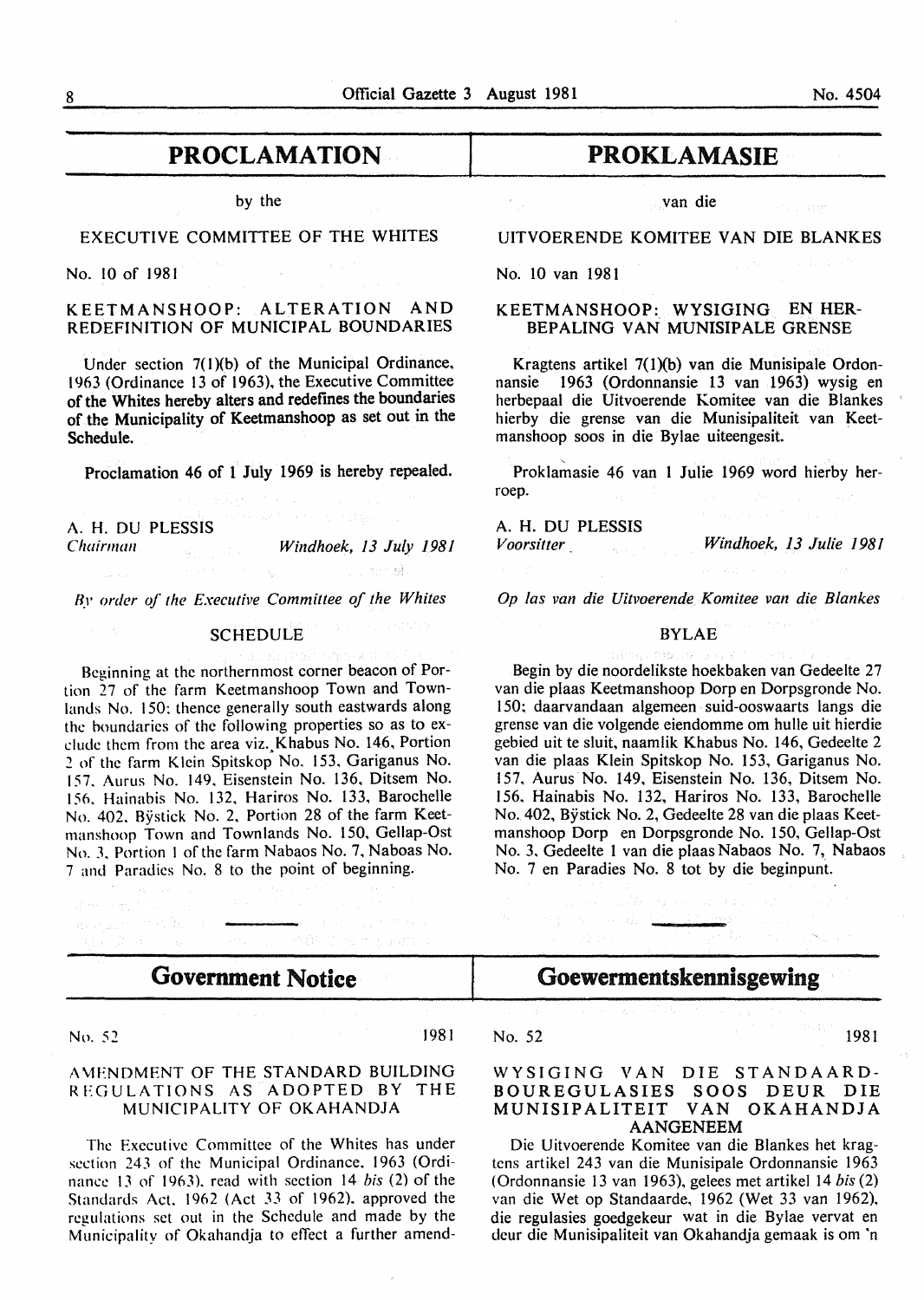# PROCLAMATION

by the

EXECUTIVE COMMITTEE OF THE WHITES

No. 10 of 1981

## KEETMANSHOOP: ALTERATION AND REDEFINITION OF MUNICIPAL BOUNDARIES

Under section 7(1)(b) of the Municipal Ordinance, 1963 (Ordinance 13 of 1963), the Executive Committee of the Whites hereby alters and redefines the boundaries of the Municipality of Keetmanshoop as set out in the Schedule.

Proclamation 46 of 1 July 1969 is hereby repealed.

A. H. DU PLESSIS
*Chairman* *Windhoek, 13 July 1981*

*By order of the Executive Committee of the Whites*

### SCHEDULE

Beginning at the northernmost corner beacon of Portion 27 of the farm Keetmanshoop Town and Townlands No. 150; thence generally south eastwards along the boundaries of the following properties so as to exclude them from the area viz., Khabus No. 146, Portion 2 of the farm Klein Spitskop No. 153, Gariganus No. 157, Aurus No. 149, Eisenstein No. 136, Ditsem No. 156, Hainabis No. 132, Hariros No. 133, Barochelle No. 402, Bÿstick No. 2, Portion 28 of the farm Keetmanshoop Town and Townlands No. 150, Gellap-Ost No. 3, Portion 1 of the farm Nabaos No. 7, Naboas No. 7 and Paradies No. 8 to the point of beginning.

# PROKLAMASIE

van die

UITVOERENDE KOMITEE VAN DIE BLANKES

No. 10 van 1981

## KEETMANSHOOP: WYSIGING EN HERBEPALING VAN MUNISIPALE GRENSE

Kragtens artikel 7(1)(b) van die Munisipale Ordonnansie 1963 (Ordonnansie 13 van 1963) wysig en herbepaal die Uitvoerende Komitee van die Blankes hierby die grense van die Munisipaliteit van Keetmanshoop soos in die Bylae uiteengesit.

Proklamasie 46 van 1 Julie 1969 word hierby herroep.

A. H. DU PLESSIS
*Voorsitter* *Windhoek, 13 Julie 1981*

*Op las van die Uitvoerende Komitee van die Blankes*

### BYLAE

Begin by die noordelikste hoekbaken van Gedeelte 27 van die plaas Keetmanshoop Dorp en Dorpsgronde No. 150; daarvandaan algemeen suid-ooswaarts langs die grense van die volgende eiendomme om hulle uit hierdie gebied uit te sluit, naamlik Khabus No. 146, Gedeelte 2 van die plaas Klein Spitskop No. 153, Gariganus No. 157, Aurus No. 149, Eisenstein No. 136, Ditsem No. 156, Hainabis No. 132, Hariros No. 133, Barochelle No. 402, Bÿstick No. 2, Gedeelte 28 van die plaas Keetmanshoop Dorp en Dorpsgronde No. 150, Gellap-Ost No. 3, Gedeelte 1 van die plaas Nabaos No. 7, Nabaos No. 7 en Paradies No. 8 tot by die beginpunt.

# Government Notice

No. 52 1981

## AMENDMENT OF THE STANDARD BUILDING REGULATIONS AS ADOPTED BY THE MUNICIPALITY OF OKAHANDJA

The Executive Committee of the Whites has under section 243 of the Municipal Ordinance, 1963 (Ordinance 13 of 1963), read with section 14 *bis* (2) of the Standards Act, 1962 (Act 33 of 1962), approved the regulations set out in the Schedule and made by the Municipality of Okahandja to effect a further amend-

# Goewermentskennisgewing

No. 52 1981

## WYSIGING VAN DIE STANDAARD-BOUREGULASIES SOOS DEUR DIE MUNISIPALITEIT VAN OKAHANDJA AANGENEEM

Die Uitvoerende Komitee van die Blankes het kragtens artikel 243 van die Munisipale Ordonnansie 1963 (Ordonnansie 13 van 1963), gelees met artikel 14 *bis* (2) van die Wet op Standaarde, 1962 (Wet 33 van 1962), die regulasies goedgekeur wat in die Bylae vervat en deur die Munisipaliteit van Okahandja gemaak is om 'n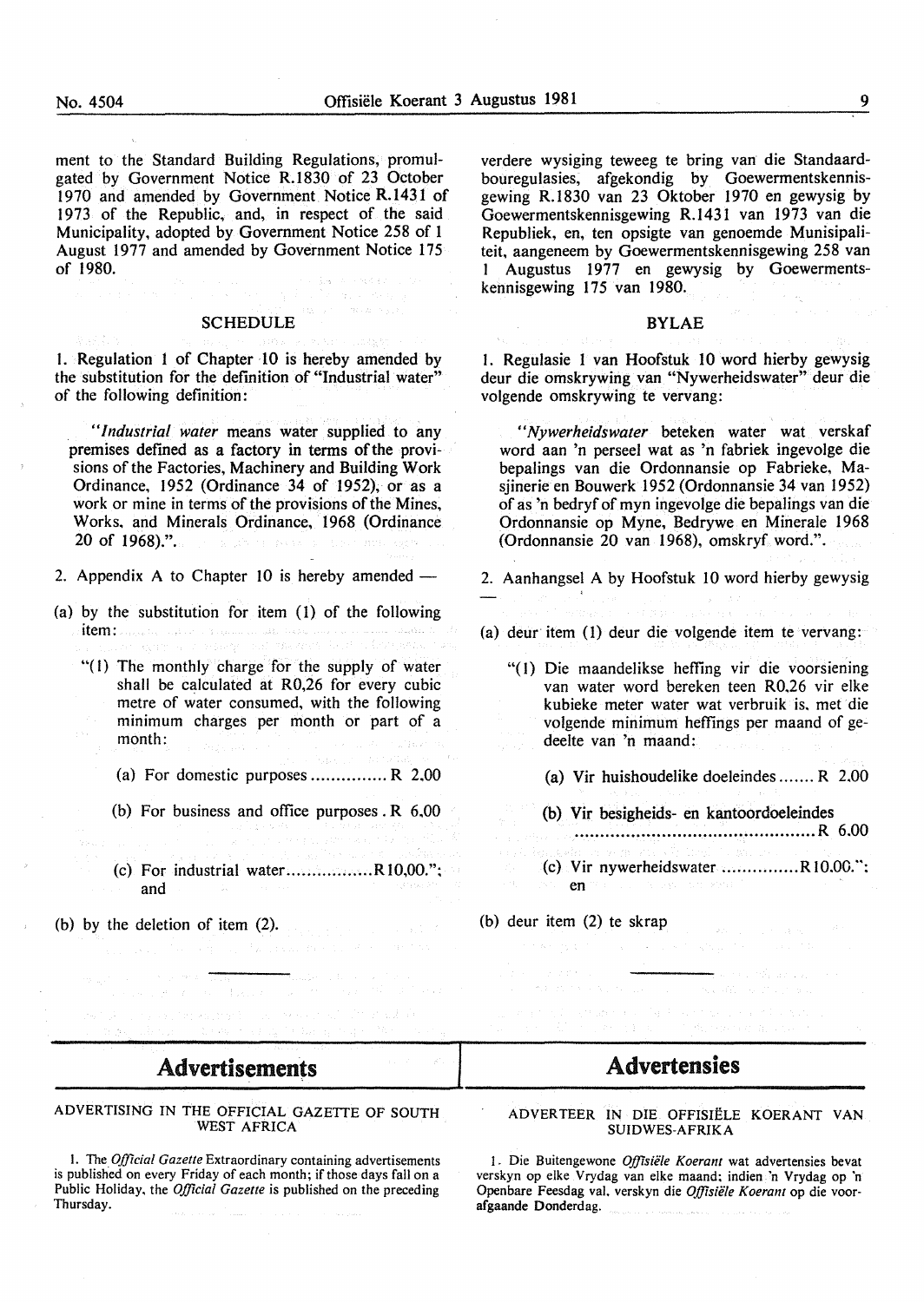ment to the Standard Building Regulations, promulgated by Government Notice R.1830 of 23 October 1970 and amended by Government Notice R.1431 of 1973 of the Republic, and, in respect of the said Municipality, adopted by Government Notice 258 of 1 August 1977 and amended by Government Notice 175 of 1980.

### SCHEDULE

1. Regulation 1 of Chapter 10 is hereby amended by the substitution for the definition of "Industrial water" of the following definition:

> "*Industrial water* means water supplied to any premises defined as a factory in terms of the provisions of the Factories, Machinery and Building Work Ordinance, 1952 (Ordinance 34 of 1952), or as a work or mine in terms of the provisions of the Mines, Works, and Minerals Ordinance, 1968 (Ordinance 20 of 1968).".

2. Appendix A to Chapter 10 is hereby amended —

(a) by the substitution for item (1) of the following item:

> "(1) The monthly charge for the supply of water shall be calculated at R0,26 for every cubic metre of water consumed, with the following minimum charges per month or part of a month:
>
> (a) For domestic purposes ............... R 2,00
>
> (b) For business and office purposes . R 6,00
>
> (c) For industrial water................. R10,00."; and

(b) by the deletion of item (2).

verdere wysiging teweeg te bring van die Standaardbouregulasies, afgekondig by Goewermentskennisgewing R.1830 van 23 Oktober 1970 en gewysig by Goewermentskennisgewing R.1431 van 1973 van die Republiek, en, ten opsigte van genoemde Munisipaliteit, aangeneem by Goewermentskennisgewing 258 van 1 Augustus 1977 en gewysig by Goewermentskennisgewing 175 van 1980.

### BYLAE

1. Regulasie 1 van Hoofstuk 10 word hierby gewysig deur die omskrywing van "Nywerheidswater" deur die volgende omskrywing te vervang:

> "*Nywerheidswater* beteken water wat verskaf word aan 'n perseel wat as 'n fabriek ingevolge die bepalings van die Ordonnansie op Fabrieke, Masjinerie en Bouwerk 1952 (Ordonnansie 34 van 1952) of as 'n bedryf of myn ingevolge die bepalings van die Ordonnansie op Myne, Bedrywe en Minerale 1968 (Ordonnansie 20 van 1968), omskryf word.".

2. Aanhangsel A by Hoofstuk 10 word hierby gewysig —

(a) deur item (1) deur die volgende item te vervang:

> "(1) Die maandelikse heffing vir die voorsiening van water word bereken teen R0,26 vir elke kubieke meter water wat verbruik is, met die volgende minimum heffings per maand of gedeelte van 'n maand:
>
> (a) Vir huishoudelike doeleindes....... R 2.00
>
> (b) Vir besigheids- en kantoordoeleindes ............................................... R 6.00
>
> (c) Vir nywerheidswater ............... R10.00."; en

(b) deur item (2) te skrap

---

## Advertisements

ADVERTISING IN THE OFFICIAL GAZETTE OF SOUTH WEST AFRICA

1. The *Official Gazette* Extraordinary containing advertisements is published on every Friday of each month; if those days fall on a Public Holiday, the *Official Gazette* is published on the preceding Thursday.

## Advertensies

ADVERTEER IN DIE OFFISIËLE KOERANT VAN SUIDWES-AFRIKA

1. Die Buitengewone *Offisiële Koerant* wat advertensies bevat verskyn op elke Vrydag van elke maand; indien 'n Vrydag op 'n Openbare Feesdag val, verskyn die *Offisiële Koerant* op die voorafgaande Donderdag.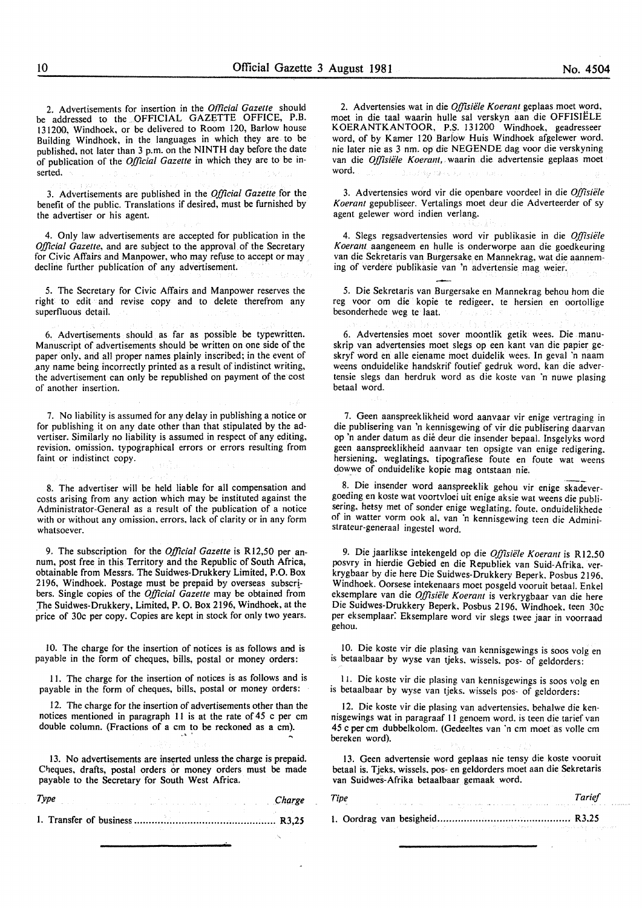2. Advertisements for insertion in the *Official Gazette* should be addressed to the OFFICIAL GAZETTE OFFICE, P.B. 131200, Windhoek, or be delivered to Room 120, Barlow house Building Windhoek, in the languages in which they are to be published, not later than 3 p.m. on the NINTH day before the date of publication of the *Official Gazette* in which they are to be inserted.

3. Advertisements are published in the *Official Gazette* for the benefit of the public. Translations if desired, must be furnished by the advertiser or his agent.

4. Only law advertisements are accepted for publication in the *Official Gazette*, and are subject to the approval of the Secretary for Civic Affairs and Manpower, who may refuse to accept or may decline further publication of any advertisement.

5. The Secretary for Civic Affairs and Manpower reserves the right to edit and revise copy and to delete therefrom any superfluous detail.

6. Advertisements should as far as possible be typewritten. Manuscript of advertisements should be written on one side of the paper only, and all proper names plainly inscribed; in the event of any name being incorrectly printed as a result of indistinct writing, the advertisement can only be republished on payment of the cost of another insertion.

7. No liability is assumed for any delay in publishing a notice or for publishing it on any date other than that stipulated by the advertiser. Similarly no liability is assumed in respect of any editing, revision, omission, typographical errors or errors resulting from faint or indistinct copy.

8. The advertiser will be held liable for all compensation and costs arising from any action which may be instituted against the Administrator-General as a result of the publication of a notice with or without any omission, errors, lack of clarity or in any form whatsoever.

9. The subscription for the *Official Gazette* is R12,50 per annum, post free in this Territory and the Republic of South Africa, obtainable from Messrs. The Suidwes-Drukkery Limited, P.O. Box 2196, Windhoek. Postage must be prepaid by overseas subscribers. Single copies of the *Official Gazette* may be obtained from The Suidwes-Drukkery, Limited, P. O. Box 2196, Windhoek, at the price of 30c per copy. Copies are kept in stock for only two years.

10. The charge for the insertion of notices is as follows and is payable in the form of cheques, bills, postal or money orders:

11. The charge for the insertion of notices is as follows and is payable in the form of cheques, bills, postal or money orders:

12. The charge for the insertion of advertisements other than the notices mentioned in paragraph 11 is at the rate of 45 c per cm double column. (Fractions of a cm to be reckoned as a cm).

13. No advertisements are inserted unless the charge is prepaid. Cheques, drafts, postal orders or money orders must be made payable to the Secretary for South West Africa.

| *Type* | *Charge* |
|---|---|
| 1. Transfer of business | R3,25 |

2. Advertensies wat in die *Offisiële Koerant* geplaas moet word, moet in die taal waarin hulle sal verskyn aan die OFFISIËLE KOERANTKANTOOR, P.S. 131200 Windhoek, geadresseer word, of by Kamer 120 Barlow Huis Windhoek afgelewer word, nie later nie as 3 nm. op die NEGENDE dag voor die verskyning van die *Offisiële Koerant*, waarin die advertensie geplaas moet word.

3. Advertensies word vir die openbare voordeel in die *Offisiële Koerant* gepubliseer. Vertalings moet deur die Adverteerder of sy agent gelewer word indien verlang.

4. Slegs regsadvertensies word vir publikasie in die *Offisiële Koerant* aangeneem en hulle is onderworpe aan die goedkeuring van die Sekretaris van Burgersake en Mannekrag, wat die aanneming of verdere publikasie van 'n advertensie mag weier.

5. Die Sekretaris van Burgersake en Mannekrag behou hom die reg voor om die kopie te redigeer, te hersien en oortollige besonderhede weg te laat.

6. Advertensies moet sover moontlik getik wees. Die manuskrip van advertensies moet slegs op een kant van die papier geskryf word en alle eiename moet duidelik wees. In geval 'n naam weens onduidelike handskrif foutief gedruk word, kan die advertensie slegs dan herdruk word as die koste van 'n nuwe plasing betaal word.

7. Geen aanspreeklikheid word aanvaar vir enige vertraging in die publisering van 'n kennisgewing of vir die publisering daarvan op 'n ander datum as dié deur die insender bepaal. Insgelyks word geen aanspreeklikheid aanvaar ten opsigte van enige redigering, hersiening, weglatings, tipografiese foute en foute wat weens dowwe of onduidelike kopie mag ontstaan nie.

8. Die insender word aanspreeklik gehou vir enige skadevergoeding en koste wat voortvloei uit enige aksie wat weens die publisering, hetsy met of sonder enige weglating, foute, onduidelikhede of in watter vorm ook al, van 'n kennisgewing teen die Administrateur-generaal ingestel word.

9. Die jaarlikse intekengeld op die *Offisiële Koerant* is R12,50 posvry in hierdie Gebied en die Republiek van Suid-Afrika, verkrygbaar by die here Die Suidwes-Drukkery Beperk, Posbus 2196, Windhoek. Oorsese intekenaars moet posgeld vooruit betaal. Enkel eksemplare van die *Offisiële Koerant* is verkrygbaar van die here Die Suidwes-Drukkery Beperk, Posbus 2196, Windhoek, teen 30c per eksemplaar. Eksemplare word vir slegs twee jaar in voorraad gehou.

10. Die koste vir die plasing van kennisgewings is soos volg en is betaalbaar by wyse van tjeks, wissels, pos- of geldorders:

11. Die koste vir die plasing van kennisgewings is soos volg en is betaalbaar by wyse van tjeks, wissels pos- of geldorders:

12. Die koste vir die plasing van advertensies, behalwe die kennisgewings wat in paragraaf 11 genoem word, is teen die tarief van 45 c per cm dubbelkolom. (Gedeeltes van 'n cm moet as volle cm bereken word).

13. Geen advertensie word geplaas nie tensy die koste vooruit betaal is. Tjeks, wissels, pos- en geldorders moet aan die Sekretaris van Suidwes-Afrika betaalbaar gemaak word.

| *Tipe* | *Tarief* |
|---|---|
| 1. Oordrag van besigheid | R3.25 |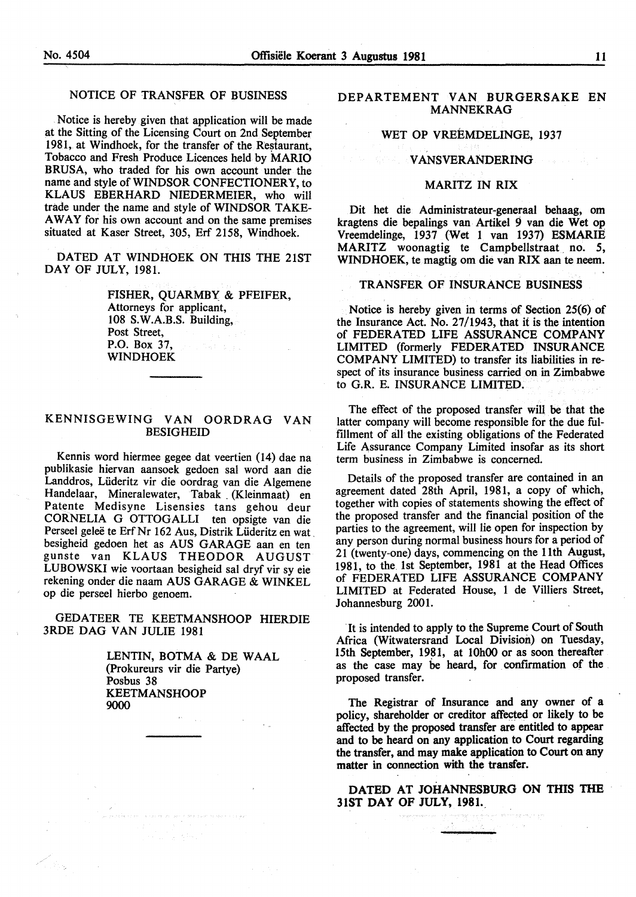## NOTICE OF TRANSFER OF BUSINESS

Notice is hereby given that application will be made at the Sitting of the Licensing Court on 2nd September 1981, at Windhoek, for the transfer of the Restaurant, Tobacco and Fresh Produce Licences held by MARIO BRUSA, who traded for his own account under the name and style of WINDSOR CONFECTIONERY, to KLAUS EBERHARD NIEDERMEIER, who will trade under the name and style of WINDSOR TAKE-AWAY for his own account and on the same premises situated at Kaser Street, 305, Erf 2158, Windhoek.

DATED AT WINDHOEK ON THIS THE 21ST DAY OF JULY, 1981.

FISHER, QUARMBY & PFEIFER,
Attorneys for applicant,
108 S.W.A.B.S. Building,
Post Street,
P.O. Box 37,
WINDHOEK

---

## KENNISGEWING VAN OORDRAG VAN BESIGHEID

Kennis word hiermee gegee dat veertien (14) dae na publikasie hiervan aansoek gedoen sal word aan die Landdros, Lüderitz vir die oordrag van die Algemene Handelaar, Mineralewater, Tabak (Kleinmaat) en Patente Medisyne Lisensies tans gehou deur CORNELIA G OTTOGALLI ten opsigte van die Perseel geleë te Erf Nr 162 Aus, Distrik Lüderitz en wat besigheid gedoen het as AUS GARAGE aan en ten gunste van KLAUS THEODOR AUGUST LUBOWSKI wie voortaan besigheid sal dryf vir sy eie rekening onder die naam AUS GARAGE & WINKEL op die perseel hierbo genoem.

GEDATEER TE KEETMANSHOOP HIERDIE 3RDE DAG VAN JULIE 1981

LENTIN, BOTMA & DE WAAL
(Prokureurs vir die Partye)
Posbus 38
KEETMANSHOOP
9000

---

## DEPARTEMENT VAN BURGERSAKE EN MANNEKRAG

### WET OP VREEMDELINGE, 1937

### VANSVERANDERING

### MARITZ IN RIX

Dit het die Administrateur-generaal behaag, om kragtens die bepalings van Artikel 9 van die Wet op Vreemdelinge, 1937 (Wet 1 van 1937) ESMARIE MARITZ woonagtig te Campbellstraat no. 5, WINDHOEK, te magtig om die van RIX aan te neem.

## TRANSFER OF INSURANCE BUSINESS

Notice is hereby given in terms of Section 25(6) of the Insurance Act. No. 27/1943, that it is the intention of FEDERATED LIFE ASSURANCE COMPANY LIMITED (formerly FEDERATED INSURANCE COMPANY LIMITED) to transfer its liabilities in respect of its insurance business carried on in Zimbabwe to G.R. E. INSURANCE LIMITED.

The effect of the proposed transfer will be that the latter company will become responsible for the due fulfillment of all the existing obligations of the Federated Life Assurance Company Limited insofar as its short term business in Zimbabwe is concerned.

Details of the proposed transfer are contained in an agreement dated 28th April, 1981, a copy of which, together with copies of statements showing the effect of the proposed transfer and the financial position of the parties to the agreement, will lie open for inspection by any person during normal business hours for a period of 21 (twenty-one) days, commencing on the 11th August, 1981, to the 1st September, 1981 at the Head Offices of FEDERATED LIFE ASSURANCE COMPANY LIMITED at Federated House, 1 de Villiers Street, Johannesburg 2001.

It is intended to apply to the Supreme Court of South Africa (Witwatersrand Local Division) on Tuesday, 15th September, 1981, at 10h00 or as soon thereafter as the case may be heard, for confirmation of the proposed transfer.

The Registrar of Insurance and any owner of a policy, shareholder or creditor affected or likely to be affected by the proposed transfer are entitled to appear and to be heard on any application to Court regarding the transfer, and may make application to Court on any matter in connection with the transfer.

**DATED AT JOHANNESBURG ON THIS THE 31ST DAY OF JULY, 1981.**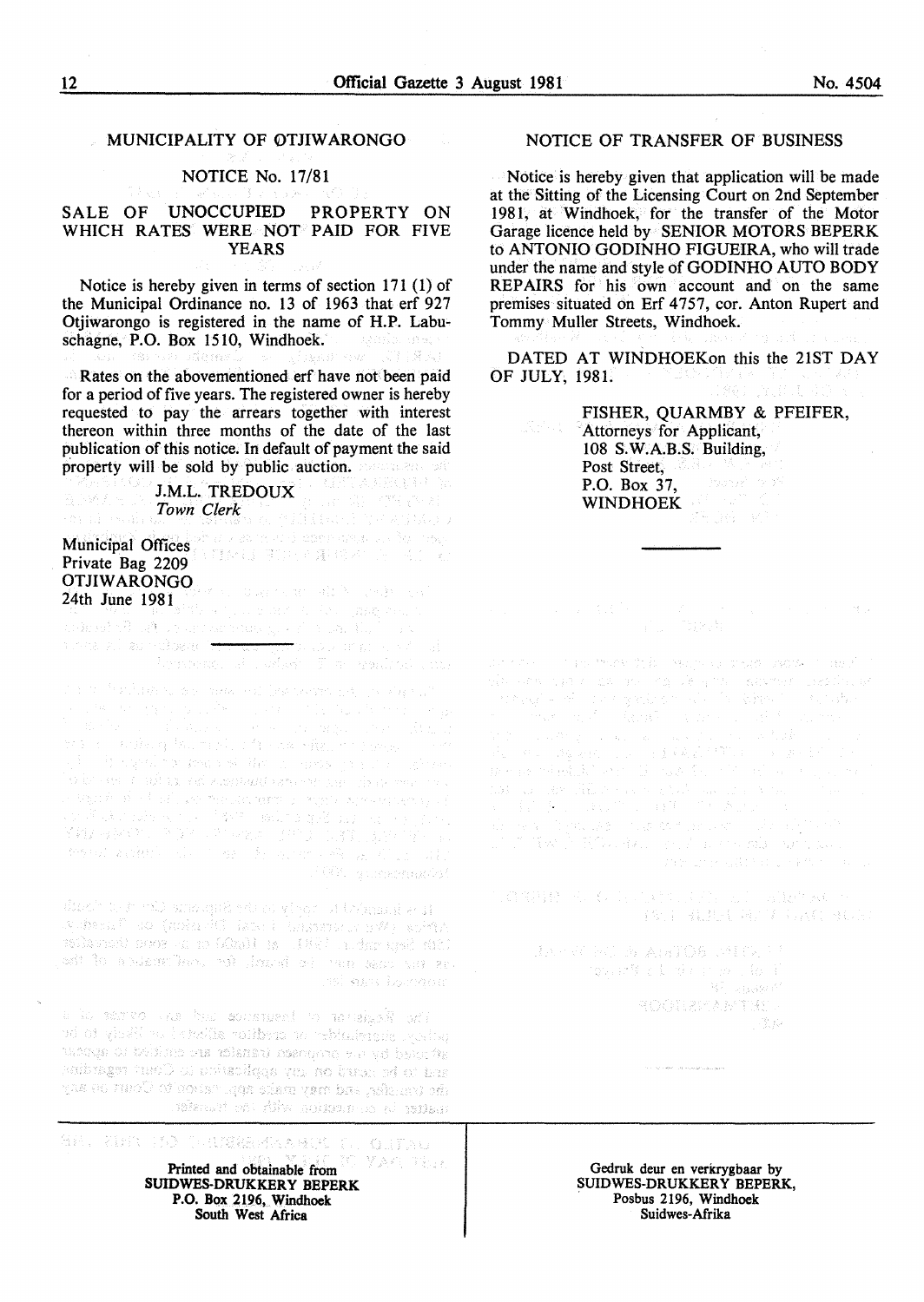## MUNICIPALITY OF OTJIWARONGO

### NOTICE No. 17/81

### SALE OF UNOCCUPIED PROPERTY ON WHICH RATES WERE NOT PAID FOR FIVE YEARS

Notice is hereby given in terms of section 171 (1) of the Municipal Ordinance no. 13 of 1963 that erf 927 Otjiwarongo is registered in the name of H.P. Labuschagne, P.O. Box 1510, Windhoek.

Rates on the abovementioned erf have not been paid for a period of five years. The registered owner is hereby requested to pay the arrears together with interest thereon within three months of the date of the last publication of this notice. In default of payment the said property will be sold by public auction.

J.M.L. TREDOUX
*Town Clerk*

Municipal Offices
Private Bag 2209
OTJIWARONGO
24th June 1981

---

## NOTICE OF TRANSFER OF BUSINESS

Notice is hereby given that application will be made at the Sitting of the Licensing Court on 2nd September 1981, at Windhoek, for the transfer of the Motor Garage licence held by SENIOR MOTORS BEPERK to ANTONIO GODINHO FIGUEIRA, who will trade under the name and style of GODINHO AUTO BODY REPAIRS for his own account and on the same premises situated on Erf 4757, cor. Anton Rupert and Tommy Muller Streets, Windhoek.

DATED AT WINDHOEKon this the 21ST DAY OF JULY, 1981.

FISHER, QUARMBY & PFEIFER,
Attorneys for Applicant,
108 S.W.A.B.S. Building,
Post Street,
P.O. Box 37,
WINDHOEK

---

**Printed and obtainable from**
**SUIDWES-DRUKKERY BEPERK**
**P.O. Box 2196, Windhoek**
**South West Africa**

**Gedruk deur en verkrygbaar by**
**SUIDWES-DRUKKERY BEPERK,**
**Posbus 2196, Windhoek**
**Suidwes-Afrika**